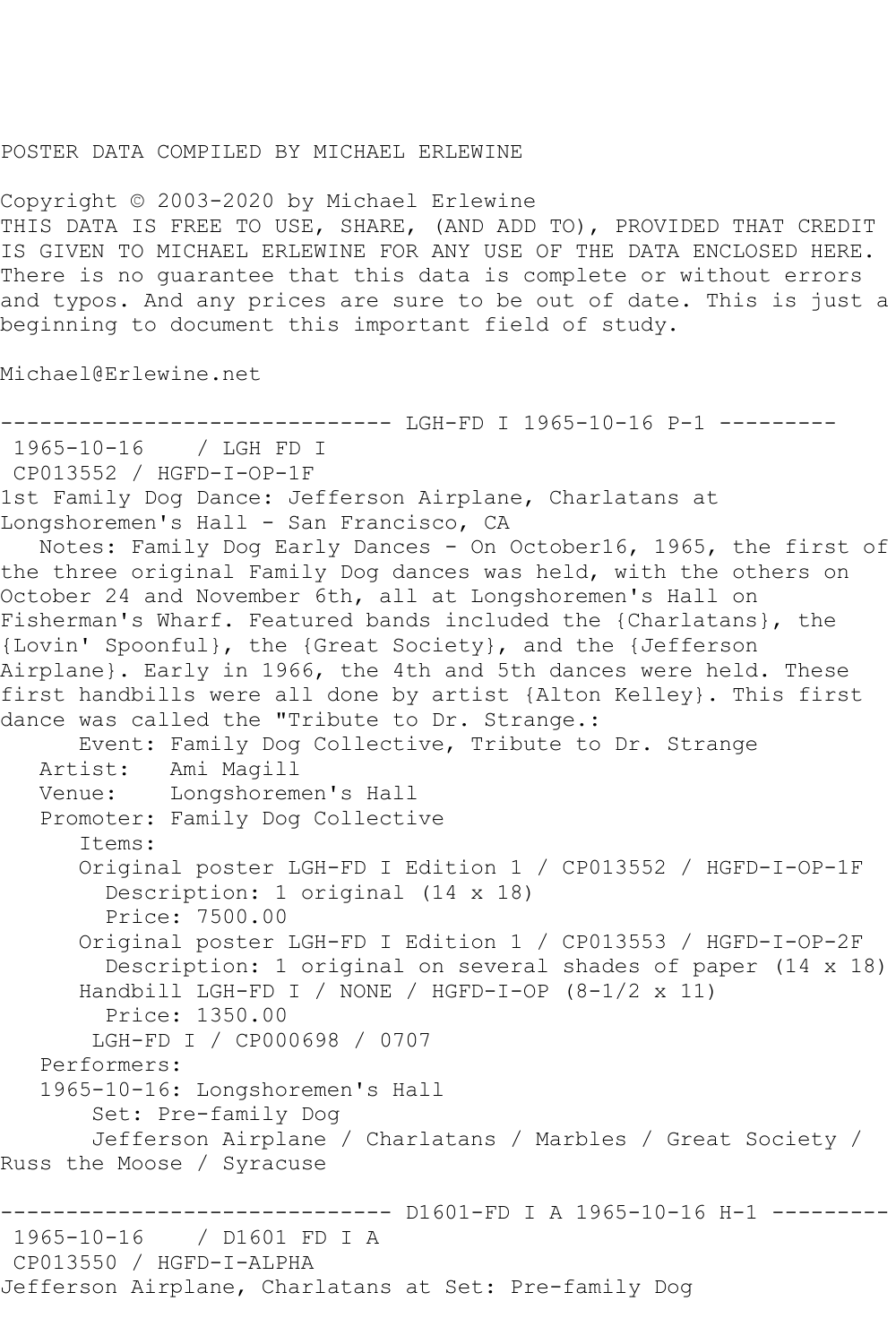POSTER DATA COMPILED BY MICHAEL ERLEWINE

Copyright © 2003-2020 by Michael Erlewine
THIS DATA IS FREE TO USE, SHARE, (AND ADD TO), PROVIDED THAT CREDIT IS GIVEN TO MICHAEL ERLEWINE FOR ANY USE OF THE DATA ENCLOSED HERE. There is no guarantee that this data is complete or without errors and typos. And any prices are sure to be out of date. This is just a beginning to document this important field of study.

Michael@Erlewine.net

------------------------------ LGH-FD I 1965-10-16 P-1 ---------

1965-10-16 / LGH FD I
CP013552 / HGFD-I-OP-1F
1st Family Dog Dance: Jefferson Airplane, Charlatans at Longshoremen's Hall - San Francisco, CA

Notes: Family Dog Early Dances - On October16, 1965, the first of the three original Family Dog dances was held, with the others on October 24 and November 6th, all at Longshoremen's Hall on Fisherman's Wharf. Featured bands included the {Charlatans}, the {Lovin' Spoonful}, the {Great Society}, and the {Jefferson Airplane}. Early in 1966, the 4th and 5th dances were held. These first handbills were all done by artist {Alton Kelley}. This first dance was called the "Tribute to Dr. Strange.:

Event: Family Dog Collective, Tribute to Dr. Strange
Artist: Ami Magill
Venue: Longshoremen's Hall
Promoter: Family Dog Collective
Items:
Original poster LGH-FD I Edition 1 / CP013552 / HGFD-I-OP-1F
Description: 1 original (14 x 18)
Price: 7500.00
Original poster LGH-FD I Edition 1 / CP013553 / HGFD-I-OP-2F
Description: 1 original on several shades of paper (14 x 18)
Handbill LGH-FD I / NONE / HGFD-I-OP (8-1/2 x 11)
Price: 1350.00
LGH-FD I / CP000698 / 0707
Performers:
1965-10-16: Longshoremen's Hall
Set: Pre-family Dog
Jefferson Airplane / Charlatans / Marbles / Great Society / Russ the Moose / Syracuse

------------------------------ D1601-FD I A 1965-10-16 H-1 ---------

1965-10-16 / D1601 FD I A
CP013550 / HGFD-I-ALPHA
Jefferson Airplane, Charlatans at Set: Pre-family Dog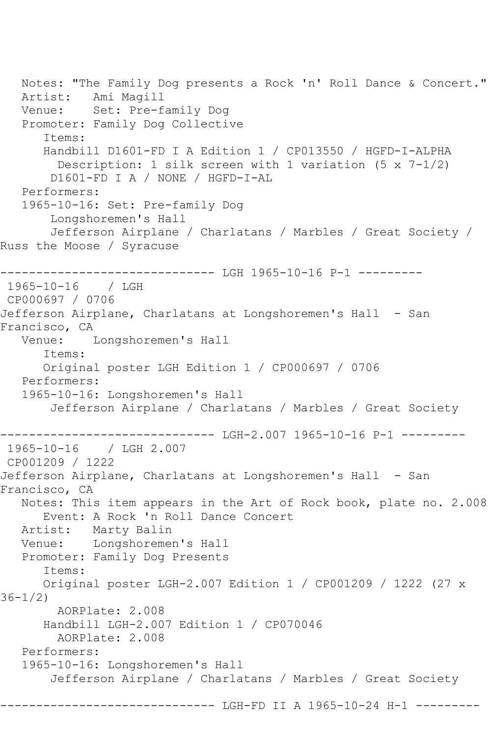Notes: "The Family Dog presents a Rock 'n' Roll Dance & Concert."
Artist: Ami Magill
Venue: Set: Pre-family Dog
Promoter: Family Dog Collective
Items:
Handbill D1601-FD I A Edition 1 / CP013550 / HGFD-I-ALPHA
Description: 1 silk screen with 1 variation (5 x 7-1/2)
D1601-FD I A / NONE / HGFD-I-AL
Performers:
1965-10-16: Set: Pre-family Dog
Longshoremen's Hall
Jefferson Airplane / Charlatans / Marbles / Great Society / Russ the Moose / Syracuse

------------------------------ LGH 1965-10-16 P-1 ---------

1965-10-16 / LGH
CP000697 / 0706
Jefferson Airplane, Charlatans at Longshoremen's Hall - San Francisco, CA
Venue: Longshoremen's Hall
Items:
Original poster LGH Edition 1 / CP000697 / 0706
Performers:
1965-10-16: Longshoremen's Hall
Jefferson Airplane / Charlatans / Marbles / Great Society

------------------------------ LGH-2.007 1965-10-16 P-1 ---------

1965-10-16 / LGH 2.007
CP001209 / 1222
Jefferson Airplane, Charlatans at Longshoremen's Hall - San Francisco, CA
Notes: This item appears in the Art of Rock book, plate no. 2.008
Event: A Rock 'n Roll Dance Concert
Artist: Marty Balin
Venue: Longshoremen's Hall
Promoter: Family Dog Presents
Items:
Original poster LGH-2.007 Edition 1 / CP001209 / 1222 (27 x 36-1/2)
AORPlate: 2.008
Handbill LGH-2.007 Edition 1 / CP070046
AORPlate: 2.008
Performers:
1965-10-16: Longshoremen's Hall
Jefferson Airplane / Charlatans / Marbles / Great Society

------------------------------ LGH-FD II A 1965-10-24 H-1 ---------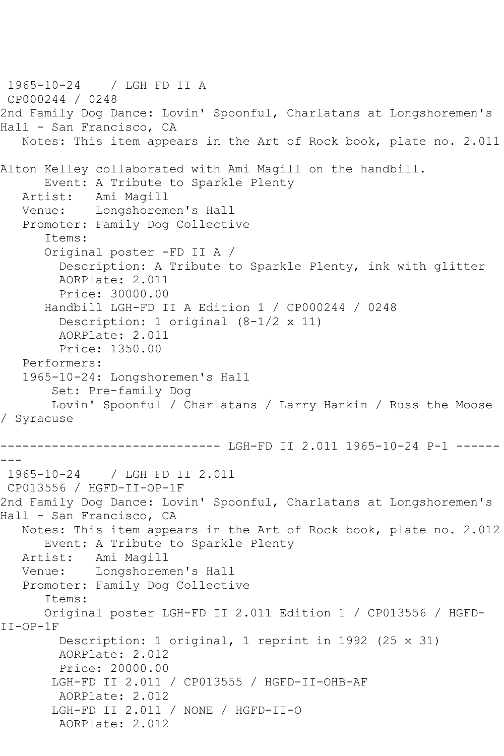1965-10-24 / LGH FD II A
CP000244 / 0248
2nd Family Dog Dance: Lovin' Spoonful, Charlatans at Longshoremen's Hall - San Francisco, CA

Notes: This item appears in the Art of Rock book, plate no. 2.011

Alton Kelley collaborated with Ami Magill on the handbill.

Event: A Tribute to Sparkle Plenty
Artist: Ami Magill
Venue: Longshoremen's Hall
Promoter: Family Dog Collective

Items:

Original poster -FD II A /
- Description: A Tribute to Sparkle Plenty, ink with glitter
- AORPlate: 2.011
- Price: 30000.00

Handbill LGH-FD II A Edition 1 / CP000244 / 0248
- Description: 1 original (8-1/2 x 11)
- AORPlate: 2.011
- Price: 1350.00

Performers:

1965-10-24: Longshoremen's Hall
Set: Pre-family Dog
Lovin' Spoonful / Charlatans / Larry Hankin / Russ the Moose / Syracuse

------------------------------ LGH-FD II 2.011 1965-10-24 P-1 ---------

1965-10-24 / LGH FD II 2.011
CP013556 / HGFD-II-OP-1F
2nd Family Dog Dance: Lovin' Spoonful, Charlatans at Longshoremen's Hall - San Francisco, CA

Notes: This item appears in the Art of Rock book, plate no. 2.012

Event: A Tribute to Sparkle Plenty
Artist: Ami Magill
Venue: Longshoremen's Hall
Promoter: Family Dog Collective

Items:

Original poster LGH-FD II 2.011 Edition 1 / CP013556 / HGFD-II-OP-1F
- Description: 1 original, 1 reprint in 1992 (25 x 31)
- AORPlate: 2.012
- Price: 20000.00

LGH-FD II 2.011 / CP013555 / HGFD-II-OHB-AF
- AORPlate: 2.012

LGH-FD II 2.011 / NONE / HGFD-II-O
- AORPlate: 2.012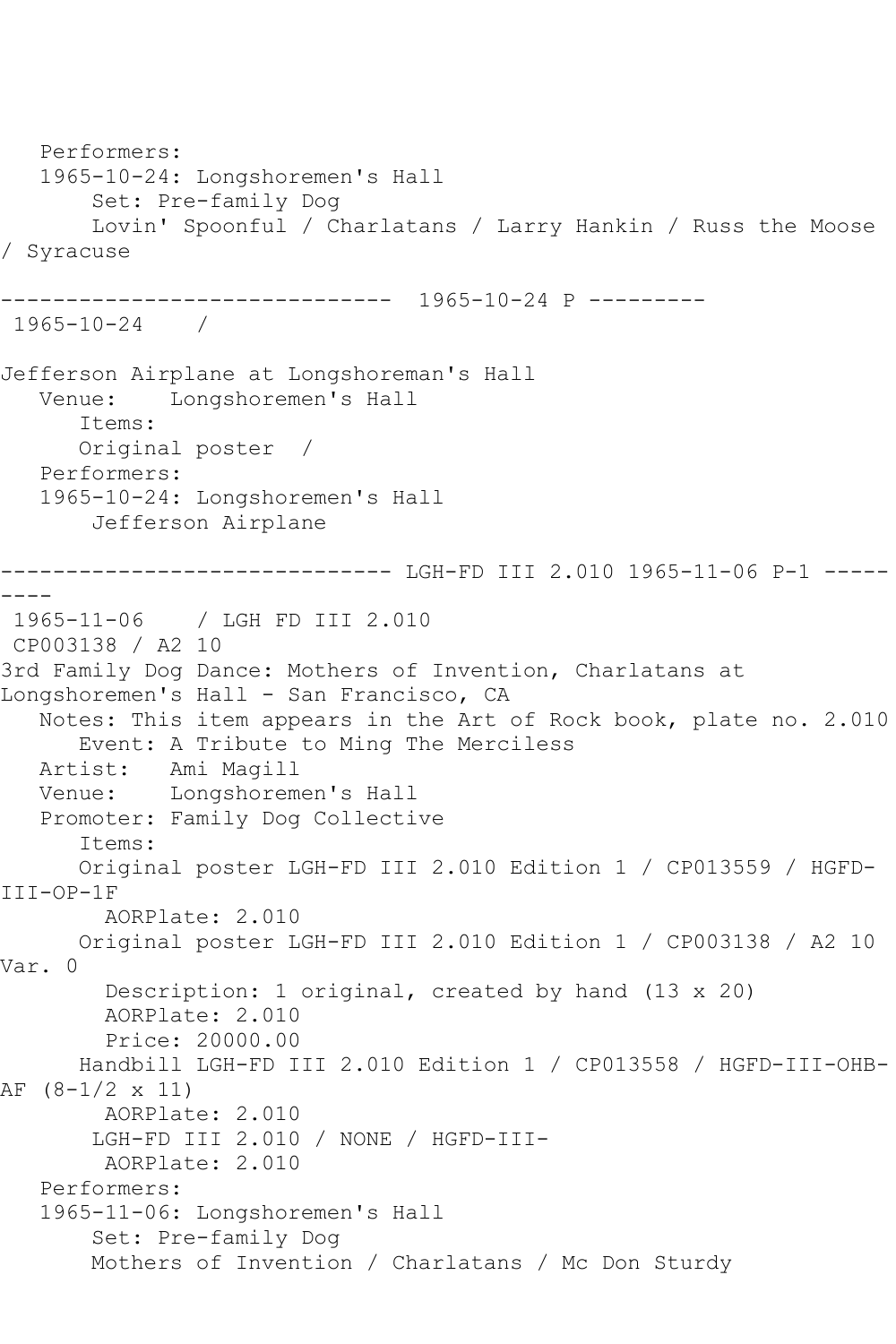Performers:
1965-10-24: Longshoremen's Hall
Set: Pre-family Dog
Lovin' Spoonful / Charlatans / Larry Hankin / Russ the Moose / Syracuse

------------------------------ 1965-10-24 P ---------

1965-10-24 /

Jefferson Airplane at Longshoreman's Hall

Venue: Longshoremen's Hall
Items:
Original poster /
Performers:
1965-10-24: Longshoremen's Hall
Jefferson Airplane

------------------------------ LGH-FD III 2.010 1965-11-06 P-1 ---------

1965-11-06 / LGH FD III 2.010
CP003138 / A2 10

3rd Family Dog Dance: Mothers of Invention, Charlatans at Longshoremen's Hall - San Francisco, CA

Notes: This item appears in the Art of Rock book, plate no. 2.010
Event: A Tribute to Ming The Merciless
Artist: Ami Magill
Venue: Longshoremen's Hall
Promoter: Family Dog Collective
Items:
Original poster LGH-FD III 2.010 Edition 1 / CP013559 / HGFD-III-OP-1F
AORPlate: 2.010
Original poster LGH-FD III 2.010 Edition 1 / CP003138 / A2 10 Var. 0
Description: 1 original, created by hand (13 x 20)
AORPlate: 2.010
Price: 20000.00
Handbill LGH-FD III 2.010 Edition 1 / CP013558 / HGFD-III-OHB-AF (8-1/2 x 11)
AORPlate: 2.010
LGH-FD III 2.010 / NONE / HGFD-III-
AORPlate: 2.010
Performers:
1965-11-06: Longshoremen's Hall
Set: Pre-family Dog
Mothers of Invention / Charlatans / Mc Don Sturdy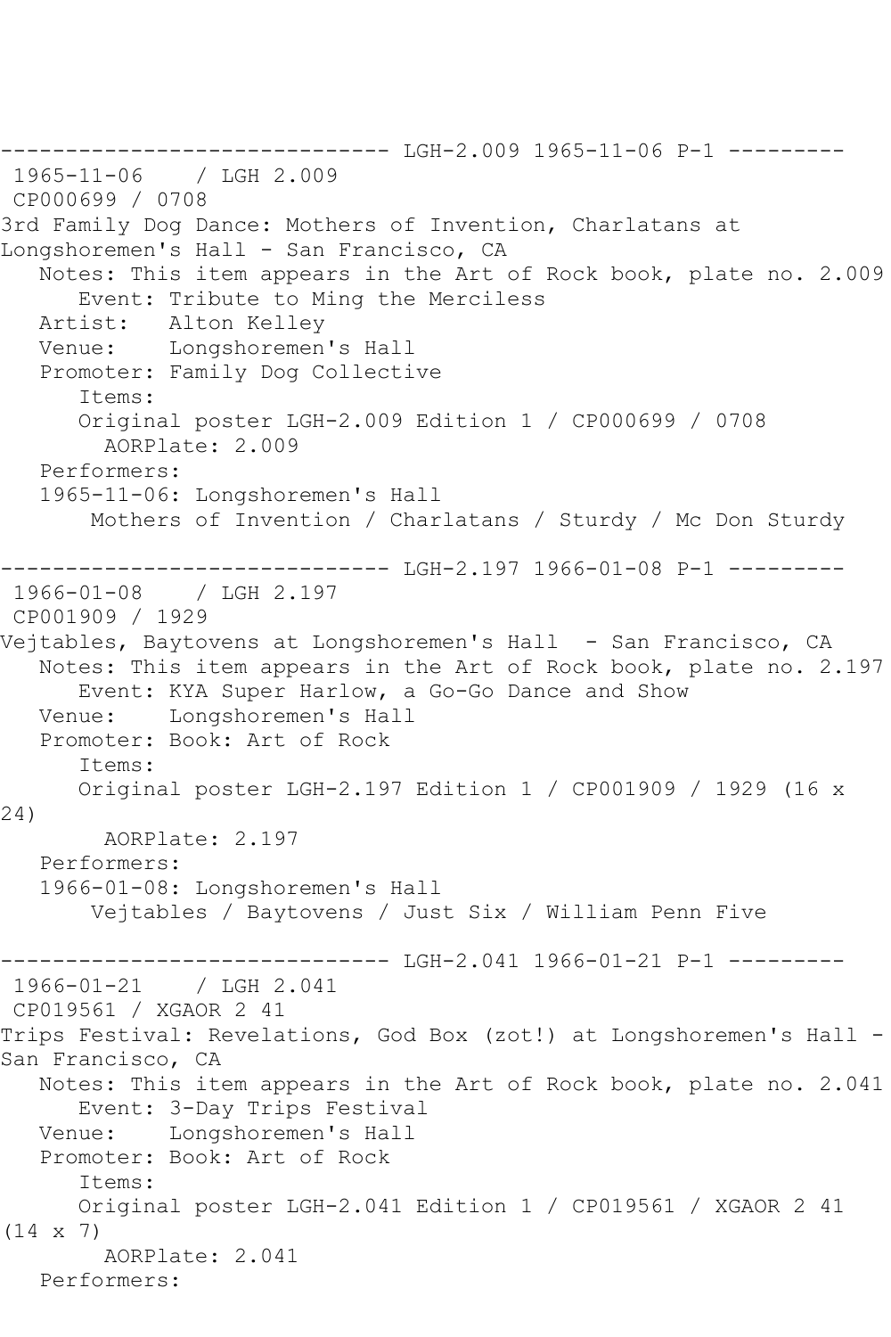------------------------------ LGH-2.009 1965-11-06 P-1 ---------
1965-11-06 / LGH 2.009
CP000699 / 0708
3rd Family Dog Dance: Mothers of Invention, Charlatans at Longshoremen's Hall - San Francisco, CA
Notes: This item appears in the Art of Rock book, plate no. 2.009
Event: Tribute to Ming the Merciless
Artist: Alton Kelley
Venue: Longshoremen's Hall
Promoter: Family Dog Collective
Items:
Original poster LGH-2.009 Edition 1 / CP000699 / 0708
AORPlate: 2.009
Performers:
1965-11-06: Longshoremen's Hall
Mothers of Invention / Charlatans / Sturdy / Mc Don Sturdy

------------------------------ LGH-2.197 1966-01-08 P-1 ---------
1966-01-08 / LGH 2.197
CP001909 / 1929
Vejtables, Baytovens at Longshoremen's Hall - San Francisco, CA
Notes: This item appears in the Art of Rock book, plate no. 2.197
Event: KYA Super Harlow, a Go-Go Dance and Show
Venue: Longshoremen's Hall
Promoter: Book: Art of Rock
Items:
Original poster LGH-2.197 Edition 1 / CP001909 / 1929 (16 x 24)
AORPlate: 2.197
Performers:
1966-01-08: Longshoremen's Hall
Vejtables / Baytovens / Just Six / William Penn Five

------------------------------ LGH-2.041 1966-01-21 P-1 ---------
1966-01-21 / LGH 2.041
CP019561 / XGAOR 2 41
Trips Festival: Revelations, God Box (zot!) at Longshoremen's Hall - San Francisco, CA
Notes: This item appears in the Art of Rock book, plate no. 2.041
Event: 3-Day Trips Festival
Venue: Longshoremen's Hall
Promoter: Book: Art of Rock
Items:
Original poster LGH-2.041 Edition 1 / CP019561 / XGAOR 2 41 (14 x 7)
AORPlate: 2.041
Performers: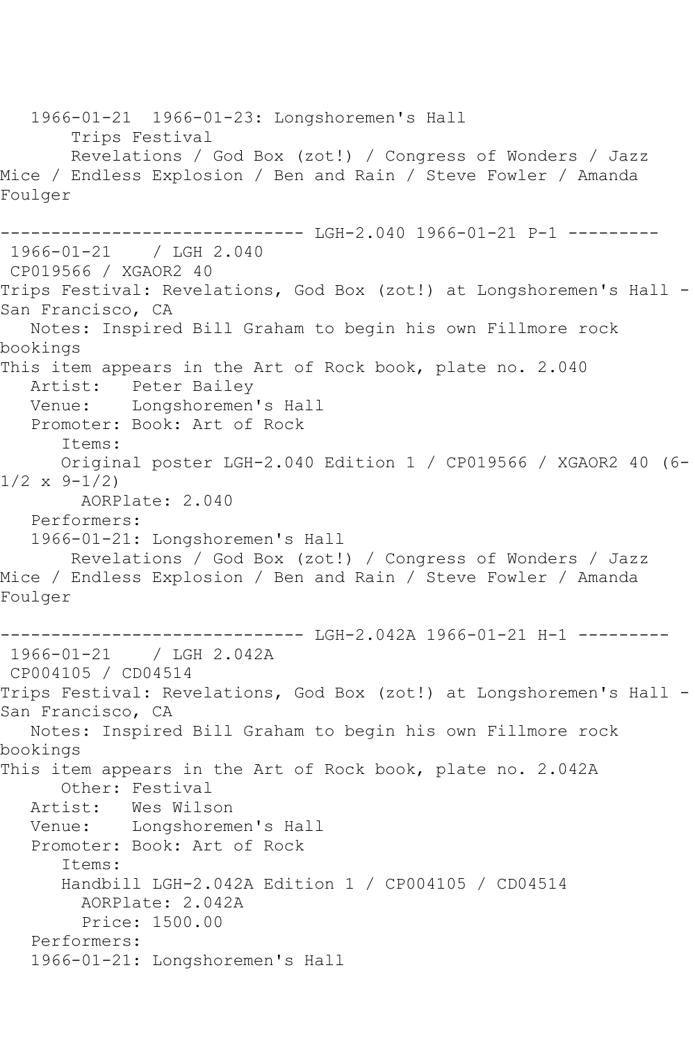1966-01-21  1966-01-23: Longshoremen's Hall
Trips Festival
Revelations / God Box (zot!) / Congress of Wonders / Jazz Mice / Endless Explosion / Ben and Rain / Steve Fowler / Amanda Foulger

------------------------------ LGH-2.040 1966-01-21 P-1 ---------

1966-01-21    / LGH 2.040
CP019566 / XGAOR2 40
Trips Festival: Revelations, God Box (zot!) at Longshoremen's Hall - San Francisco, CA
Notes: Inspired Bill Graham to begin his own Fillmore rock bookings
This item appears in the Art of Rock book, plate no. 2.040
Artist:   Peter Bailey
Venue:    Longshoremen's Hall
Promoter: Book: Art of Rock
Items:
Original poster LGH-2.040 Edition 1 / CP019566 / XGAOR2 40 (6-1/2 x 9-1/2)
AORPlate: 2.040
Performers:
1966-01-21: Longshoremen's Hall
Revelations / God Box (zot!) / Congress of Wonders / Jazz Mice / Endless Explosion / Ben and Rain / Steve Fowler / Amanda Foulger

------------------------------ LGH-2.042A 1966-01-21 H-1 ---------

1966-01-21    / LGH 2.042A
CP004105 / CD04514
Trips Festival: Revelations, God Box (zot!) at Longshoremen's Hall - San Francisco, CA
Notes: Inspired Bill Graham to begin his own Fillmore rock bookings
This item appears in the Art of Rock book, plate no. 2.042A
Other: Festival
Artist:   Wes Wilson
Venue:    Longshoremen's Hall
Promoter: Book: Art of Rock
Items:
Handbill LGH-2.042A Edition 1 / CP004105 / CD04514
AORPlate: 2.042A
Price: 1500.00
Performers:
1966-01-21: Longshoremen's Hall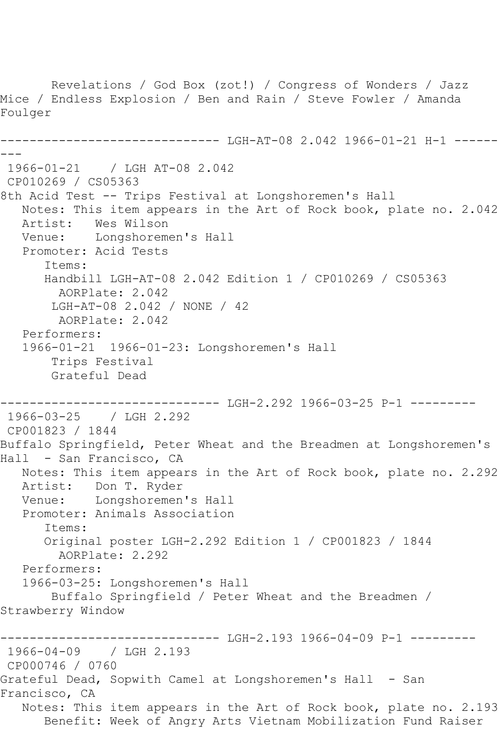Revelations / God Box (zot!) / Congress of Wonders / Jazz Mice / Endless Explosion / Ben and Rain / Steve Fowler / Amanda Foulger

```
------------------------------ LGH-AT-08 2.042 1966-01-21 H-1 ---------
 1966-01-21    / LGH AT-08 2.042
 CP010269 / CS05363
8th Acid Test -- Trips Festival at Longshoremen's Hall
   Notes: This item appears in the Art of Rock book, plate no. 2.042
   Artist:   Wes Wilson
   Venue:    Longshoremen's Hall
   Promoter: Acid Tests
      Items:
      Handbill LGH-AT-08 2.042 Edition 1 / CP010269 / CS05363
        AORPlate: 2.042
       LGH-AT-08 2.042 / NONE / 42
        AORPlate: 2.042
   Performers:
   1966-01-21  1966-01-23: Longshoremen's Hall
       Trips Festival
       Grateful Dead

------------------------------ LGH-2.292 1966-03-25 P-1 ---------
 1966-03-25    / LGH 2.292
 CP001823 / 1844
Buffalo Springfield, Peter Wheat and the Breadmen at Longshoremen's Hall  - San Francisco, CA
   Notes: This item appears in the Art of Rock book, plate no. 2.292
   Artist:   Don T. Ryder
   Venue:    Longshoremen's Hall
   Promoter: Animals Association
      Items:
      Original poster LGH-2.292 Edition 1 / CP001823 / 1844
        AORPlate: 2.292
   Performers:
   1966-03-25: Longshoremen's Hall
       Buffalo Springfield / Peter Wheat and the Breadmen / Strawberry Window

------------------------------ LGH-2.193 1966-04-09 P-1 ---------
 1966-04-09    / LGH 2.193
 CP000746 / 0760
Grateful Dead, Sopwith Camel at Longshoremen's Hall  - San Francisco, CA
   Notes: This item appears in the Art of Rock book, plate no. 2.193
      Benefit: Week of Angry Arts Vietnam Mobilization Fund Raiser
```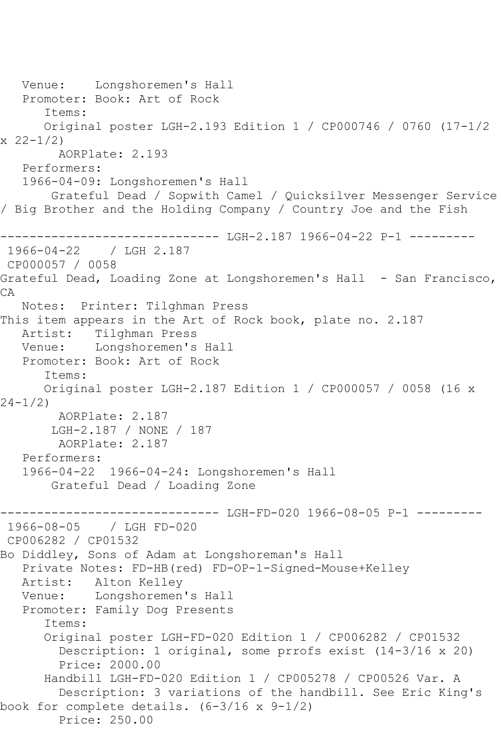Venue: Longshoremen's Hall
Promoter: Book: Art of Rock
Items:
Original poster LGH-2.193 Edition 1 / CP000746 / 0760 (17-1/2 x 22-1/2)
AORPlate: 2.193
Performers:
1966-04-09: Longshoremen's Hall
Grateful Dead / Sopwith Camel / Quicksilver Messenger Service / Big Brother and the Holding Company / Country Joe and the Fish

------------------------------ LGH-2.187 1966-04-22 P-1 ---------

1966-04-22 / LGH 2.187
CP000057 / 0058
Grateful Dead, Loading Zone at Longshoremen's Hall - San Francisco, CA
Notes: Printer: Tilghman Press
This item appears in the Art of Rock book, plate no. 2.187
Artist: Tilghman Press
Venue: Longshoremen's Hall
Promoter: Book: Art of Rock
Items:
Original poster LGH-2.187 Edition 1 / CP000057 / 0058 (16 x 24-1/2)
AORPlate: 2.187
LGH-2.187 / NONE / 187
AORPlate: 2.187
Performers:
1966-04-22 1966-04-24: Longshoremen's Hall
Grateful Dead / Loading Zone

------------------------------ LGH-FD-020 1966-08-05 P-1 ---------

1966-08-05 / LGH FD-020
CP006282 / CP01532
Bo Diddley, Sons of Adam at Longshoreman's Hall
Private Notes: FD-HB(red) FD-OP-1-Signed-Mouse+Kelley
Artist: Alton Kelley
Venue: Longshoremen's Hall
Promoter: Family Dog Presents
Items:
Original poster LGH-FD-020 Edition 1 / CP006282 / CP01532
Description: 1 original, some prrofs exist (14-3/16 x 20)
Price: 2000.00
Handbill LGH-FD-020 Edition 1 / CP005278 / CP00526 Var. A
Description: 3 variations of the handbill. See Eric King's book for complete details. (6-3/16 x 9-1/2)
Price: 250.00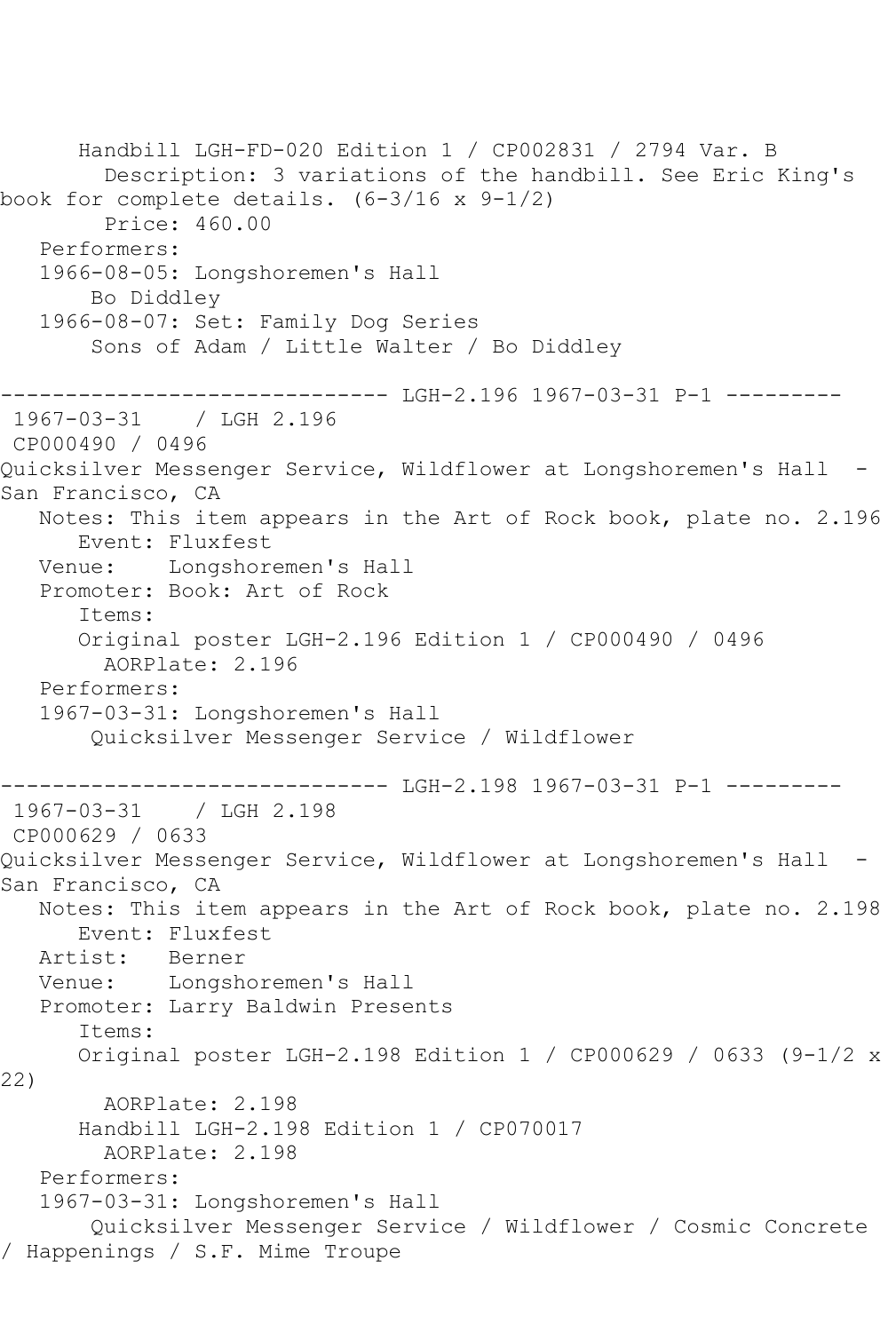Handbill LGH-FD-020 Edition 1 / CP002831 / 2794 Var. B
Description: 3 variations of the handbill. See Eric King's book for complete details. (6-3/16 x 9-1/2)
Price: 460.00
Performers:
1966-08-05: Longshoremen's Hall
Bo Diddley
1966-08-07: Set: Family Dog Series
Sons of Adam / Little Walter / Bo Diddley

------------------------------ LGH-2.196 1967-03-31 P-1 ---------

1967-03-31 / LGH 2.196
CP000490 / 0496
Quicksilver Messenger Service, Wildflower at Longshoremen's Hall - San Francisco, CA
Notes: This item appears in the Art of Rock book, plate no. 2.196
Event: Fluxfest
Venue: Longshoremen's Hall
Promoter: Book: Art of Rock
Items:
Original poster LGH-2.196 Edition 1 / CP000490 / 0496
AORPlate: 2.196
Performers:
1967-03-31: Longshoremen's Hall
Quicksilver Messenger Service / Wildflower

------------------------------ LGH-2.198 1967-03-31 P-1 ---------

1967-03-31 / LGH 2.198
CP000629 / 0633
Quicksilver Messenger Service, Wildflower at Longshoremen's Hall - San Francisco, CA
Notes: This item appears in the Art of Rock book, plate no. 2.198
Event: Fluxfest
Artist: Berner
Venue: Longshoremen's Hall
Promoter: Larry Baldwin Presents
Items:
Original poster LGH-2.198 Edition 1 / CP000629 / 0633 (9-1/2 x 22)
AORPlate: 2.198
Handbill LGH-2.198 Edition 1 / CP070017
AORPlate: 2.198
Performers:
1967-03-31: Longshoremen's Hall
Quicksilver Messenger Service / Wildflower / Cosmic Concrete / Happenings / S.F. Mime Troupe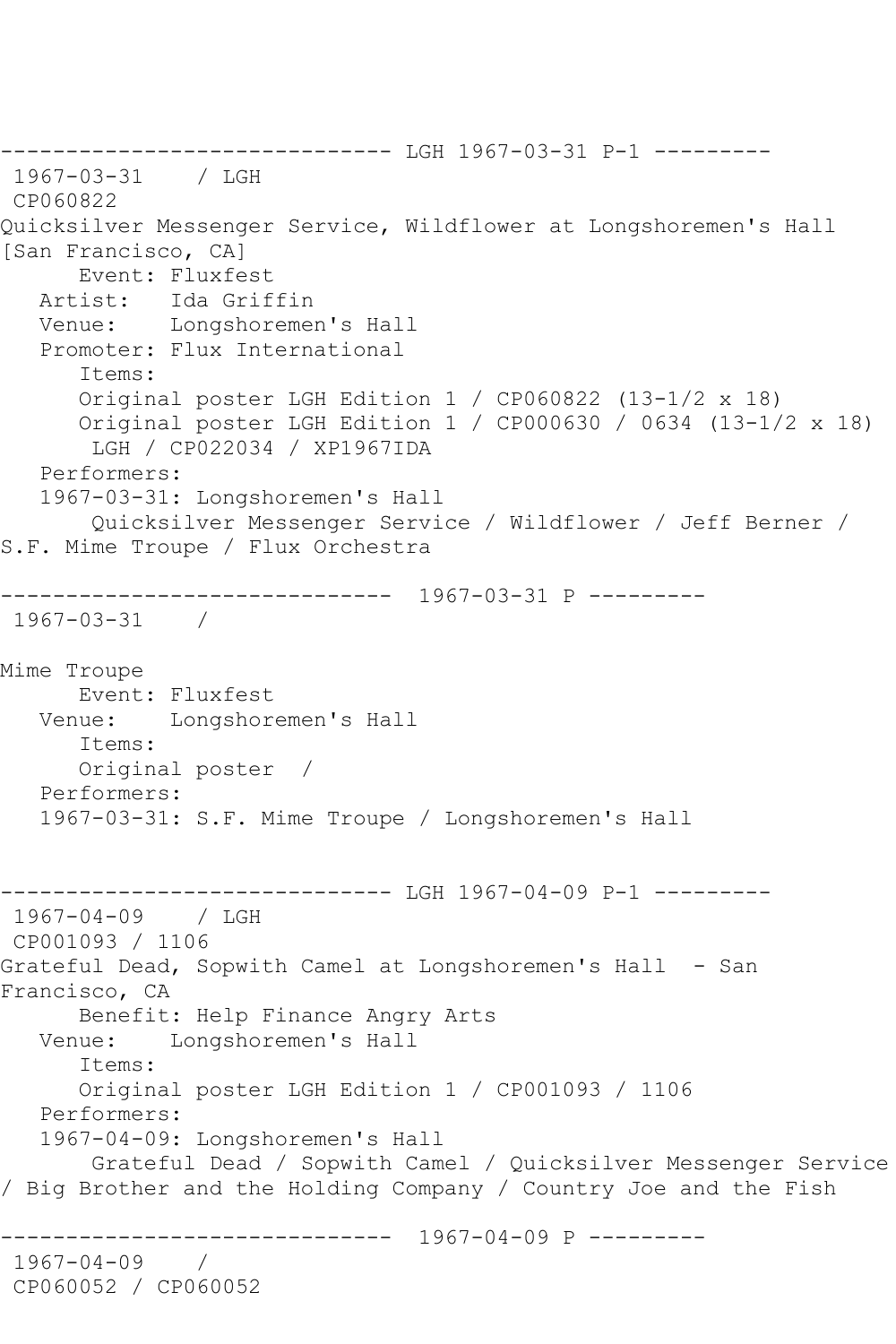------------------------------ LGH 1967-03-31 P-1 ---------

1967-03-31 / LGH

CP060822

Quicksilver Messenger Service, Wildflower at Longshoremen's Hall [San Francisco, CA]

Event: Fluxfest

Artist: Ida Griffin

Venue: Longshoremen's Hall

Promoter: Flux International

Items:

Original poster LGH Edition 1 / CP060822 (13-1/2 x 18)

Original poster LGH Edition 1 / CP000630 / 0634 (13-1/2 x 18)

LGH / CP022034 / XP1967IDA

Performers:

1967-03-31: Longshoremen's Hall

Quicksilver Messenger Service / Wildflower / Jeff Berner / S.F. Mime Troupe / Flux Orchestra

------------------------------ 1967-03-31 P ---------

1967-03-31 /

Mime Troupe

Event: Fluxfest

Venue: Longshoremen's Hall

Items:

Original poster /

Performers:

1967-03-31: S.F. Mime Troupe / Longshoremen's Hall

------------------------------ LGH 1967-04-09 P-1 ---------

1967-04-09 / LGH

CP001093 / 1106

Grateful Dead, Sopwith Camel at Longshoremen's Hall - San Francisco, CA

Benefit: Help Finance Angry Arts

Venue: Longshoremen's Hall

Items:

Original poster LGH Edition 1 / CP001093 / 1106

Performers:

1967-04-09: Longshoremen's Hall

Grateful Dead / Sopwith Camel / Quicksilver Messenger Service / Big Brother and the Holding Company / Country Joe and the Fish

------------------------------ 1967-04-09 P ---------

1967-04-09 /

CP060052 / CP060052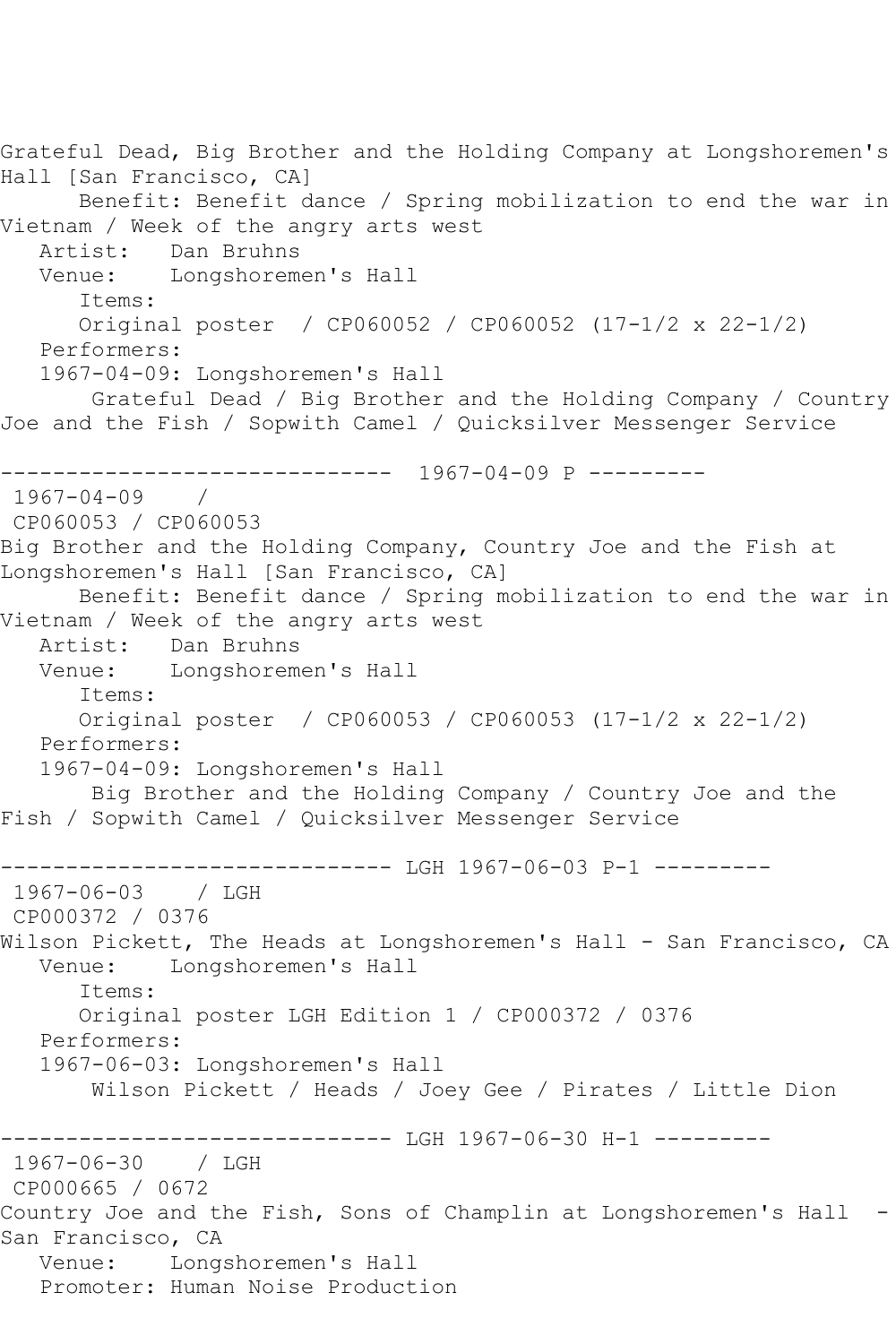Grateful Dead, Big Brother and the Holding Company at Longshoremen's Hall [San Francisco, CA]
      Benefit: Benefit dance / Spring mobilization to end the war in Vietnam / Week of the angry arts west
   Artist:   Dan Bruhns
   Venue:    Longshoremen's Hall
      Items:
      Original poster  / CP060052 / CP060052 (17-1/2 x 22-1/2)
   Performers:
   1967-04-09: Longshoremen's Hall
       Grateful Dead / Big Brother and the Holding Company / Country Joe and the Fish / Sopwith Camel / Quicksilver Messenger Service

------------------------------  1967-04-09 P ---------
 1967-04-09    /
 CP060053 / CP060053
Big Brother and the Holding Company, Country Joe and the Fish at Longshoremen's Hall [San Francisco, CA]
      Benefit: Benefit dance / Spring mobilization to end the war in Vietnam / Week of the angry arts west
   Artist:   Dan Bruhns
   Venue:    Longshoremen's Hall
      Items:
      Original poster  / CP060053 / CP060053 (17-1/2 x 22-1/2)
   Performers:
   1967-04-09: Longshoremen's Hall
       Big Brother and the Holding Company / Country Joe and the Fish / Sopwith Camel / Quicksilver Messenger Service

------------------------------ LGH 1967-06-03 P-1 ---------
 1967-06-03    / LGH
 CP000372 / 0376
Wilson Pickett, The Heads at Longshoremen's Hall - San Francisco, CA
   Venue:    Longshoremen's Hall
      Items:
      Original poster LGH Edition 1 / CP000372 / 0376
   Performers:
   1967-06-03: Longshoremen's Hall
       Wilson Pickett / Heads / Joey Gee / Pirates / Little Dion

------------------------------ LGH 1967-06-30 H-1 ---------
 1967-06-30    / LGH
 CP000665 / 0672
Country Joe and the Fish, Sons of Champlin at Longshoremen's Hall  - San Francisco, CA
   Venue:    Longshoremen's Hall
   Promoter: Human Noise Production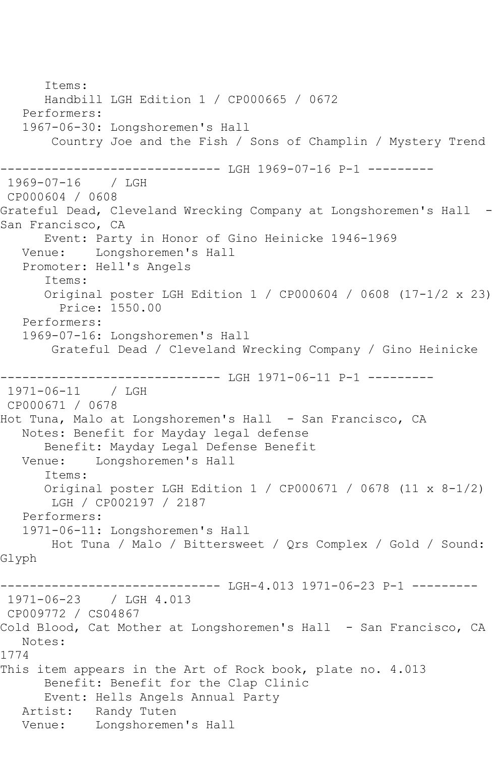```
      Items:
      Handbill LGH Edition 1 / CP000665 / 0672
   Performers:
   1967-06-30: Longshoremen's Hall
       Country Joe and the Fish / Sons of Champlin / Mystery Trend

------------------------------ LGH 1969-07-16 P-1 ---------
 1969-07-16    / LGH
 CP000604 / 0608
Grateful Dead, Cleveland Wrecking Company at Longshoremen's Hall  -
San Francisco, CA
      Event: Party in Honor of Gino Heinicke 1946-1969
   Venue:    Longshoremen's Hall
   Promoter: Hell's Angels
      Items:
      Original poster LGH Edition 1 / CP000604 / 0608 (17-1/2 x 23)
        Price: 1550.00
   Performers:
   1969-07-16: Longshoremen's Hall
       Grateful Dead / Cleveland Wrecking Company / Gino Heinicke

------------------------------ LGH 1971-06-11 P-1 ---------
 1971-06-11    / LGH
 CP000671 / 0678
Hot Tuna, Malo at Longshoremen's Hall  - San Francisco, CA
   Notes: Benefit for Mayday legal defense
      Benefit: Mayday Legal Defense Benefit
   Venue:    Longshoremen's Hall
      Items:
      Original poster LGH Edition 1 / CP000671 / 0678 (11 x 8-1/2)
       LGH / CP002197 / 2187
   Performers:
   1971-06-11: Longshoremen's Hall
       Hot Tuna / Malo / Bittersweet / Qrs Complex / Gold / Sound:
Glyph

------------------------------ LGH-4.013 1971-06-23 P-1 ---------
 1971-06-23    / LGH 4.013
 CP009772 / CS04867
Cold Blood, Cat Mother at Longshoremen's Hall  - San Francisco, CA
   Notes:
1774
This item appears in the Art of Rock book, plate no. 4.013
      Benefit: Benefit for the Clap Clinic
      Event: Hells Angels Annual Party
   Artist:   Randy Tuten
   Venue:    Longshoremen's Hall
```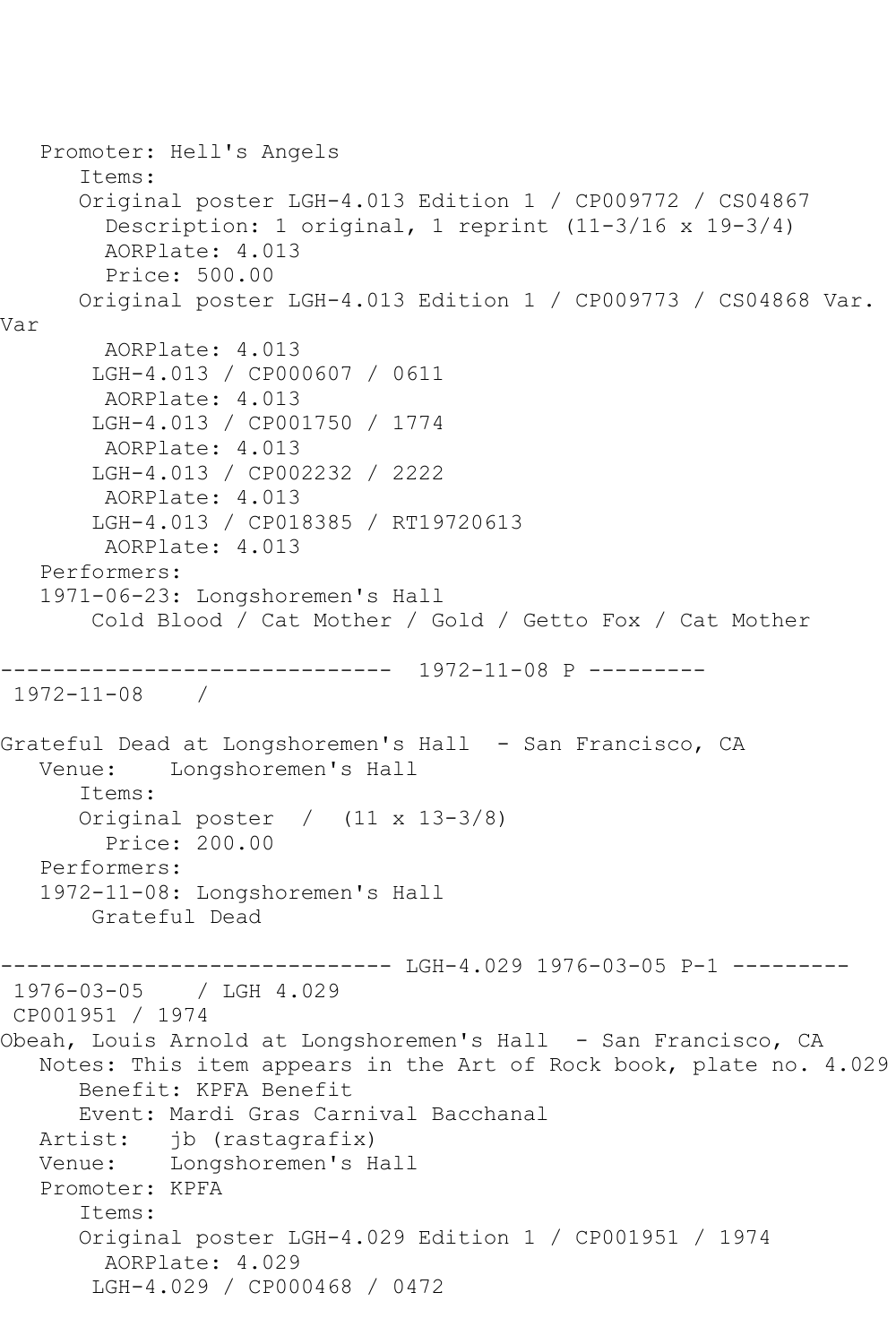```
   Promoter: Hell's Angels
      Items:
      Original poster LGH-4.013 Edition 1 / CP009772 / CS04867
        Description: 1 original, 1 reprint (11-3/16 x 19-3/4)
        AORPlate: 4.013
        Price: 500.00
      Original poster LGH-4.013 Edition 1 / CP009773 / CS04868 Var.
Var
        AORPlate: 4.013
       LGH-4.013 / CP000607 / 0611
        AORPlate: 4.013
       LGH-4.013 / CP001750 / 1774
        AORPlate: 4.013
       LGH-4.013 / CP002232 / 2222
        AORPlate: 4.013
       LGH-4.013 / CP018385 / RT19720613
        AORPlate: 4.013
   Performers:
   1971-06-23: Longshoremen's Hall
       Cold Blood / Cat Mother / Gold / Getto Fox / Cat Mother

------------------------------  1972-11-08 P ---------
 1972-11-08    /

Grateful Dead at Longshoremen's Hall  - San Francisco, CA
   Venue:    Longshoremen's Hall
      Items:
      Original poster  /  (11 x 13-3/8)
        Price: 200.00
   Performers:
   1972-11-08: Longshoremen's Hall
       Grateful Dead

------------------------------ LGH-4.029 1976-03-05 P-1 ---------
 1976-03-05    / LGH 4.029
 CP001951 / 1974
Obeah, Louis Arnold at Longshoremen's Hall  - San Francisco, CA
   Notes: This item appears in the Art of Rock book, plate no. 4.029
      Benefit: KPFA Benefit
      Event: Mardi Gras Carnival Bacchanal
   Artist:   jb (rastagrafix)
   Venue:    Longshoremen's Hall
   Promoter: KPFA
      Items:
      Original poster LGH-4.029 Edition 1 / CP001951 / 1974
        AORPlate: 4.029
       LGH-4.029 / CP000468 / 0472
```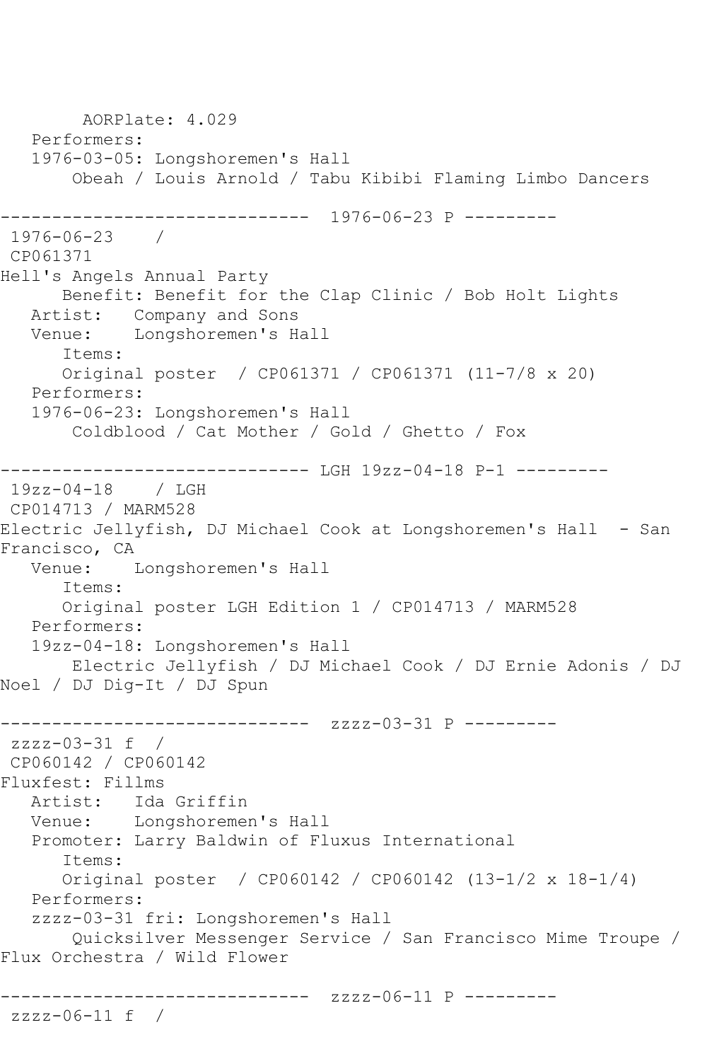```
        AORPlate: 4.029
   Performers:
   1976-03-05: Longshoremen's Hall
       Obeah / Louis Arnold / Tabu Kibibi Flaming Limbo Dancers

------------------------------  1976-06-23 P ---------
 1976-06-23    /
 CP061371
Hell's Angels Annual Party
      Benefit: Benefit for the Clap Clinic / Bob Holt Lights
   Artist:   Company and Sons
   Venue:    Longshoremen's Hall
      Items:
      Original poster  / CP061371 / CP061371 (11-7/8 x 20)
   Performers:
   1976-06-23: Longshoremen's Hall
       Coldblood / Cat Mother / Gold / Ghetto / Fox

------------------------------ LGH 19zz-04-18 P-1 ---------
 19zz-04-18    / LGH
 CP014713 / MARM528
Electric Jellyfish, DJ Michael Cook at Longshoremen's Hall  - San 
Francisco, CA
   Venue:    Longshoremen's Hall
      Items:
      Original poster LGH Edition 1 / CP014713 / MARM528
   Performers:
   19zz-04-18: Longshoremen's Hall
       Electric Jellyfish / DJ Michael Cook / DJ Ernie Adonis / DJ 
Noel / DJ Dig-It / DJ Spun

------------------------------  zzzz-03-31 P ---------
 zzzz-03-31 f  /
 CP060142 / CP060142
Fluxfest: Fillms
   Artist:   Ida Griffin
   Venue:    Longshoremen's Hall
   Promoter: Larry Baldwin of Fluxus International
      Items:
      Original poster  / CP060142 / CP060142 (13-1/2 x 18-1/4)
   Performers:
   zzzz-03-31 fri: Longshoremen's Hall
       Quicksilver Messenger Service / San Francisco Mime Troupe / 
Flux Orchestra / Wild Flower

------------------------------  zzzz-06-11 P ---------
 zzzz-06-11 f  /
```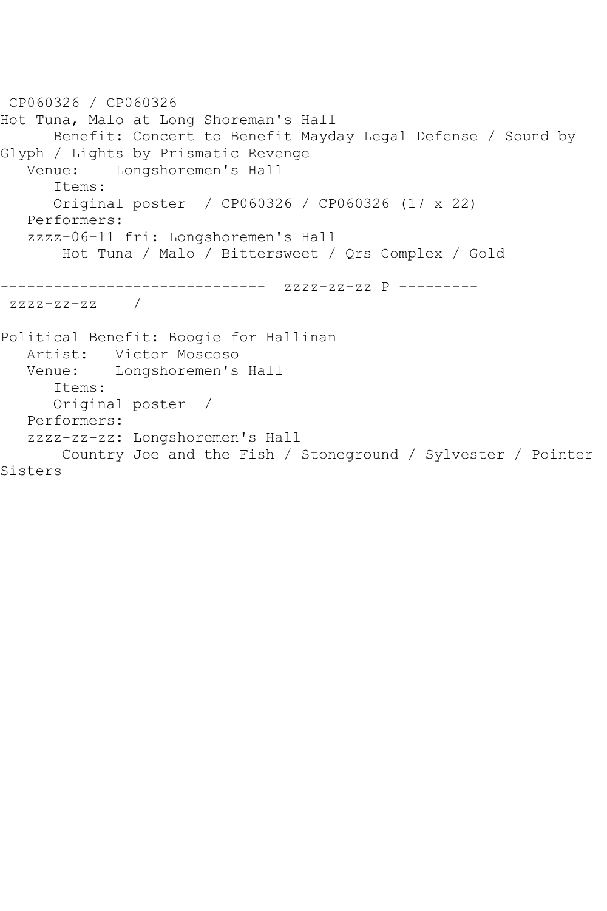CP060326 / CP060326
Hot Tuna, Malo at Long Shoreman's Hall
      Benefit: Concert to Benefit Mayday Legal Defense / Sound by Glyph / Lights by Prismatic Revenge
   Venue:    Longshoremen's Hall
      Items:
      Original poster  / CP060326 / CP060326 (17 x 22)
   Performers:
   zzzz-06-11 fri: Longshoremen's Hall
       Hot Tuna / Malo / Bittersweet / Qrs Complex / Gold

------------------------------  zzzz-zz-zz P ---------
 zzzz-zz-zz    /

Political Benefit: Boogie for Hallinan
   Artist:   Victor Moscoso
   Venue:    Longshoremen's Hall
      Items:
      Original poster  /
   Performers:
   zzzz-zz-zz: Longshoremen's Hall
       Country Joe and the Fish / Stoneground / Sylvester / Pointer Sisters